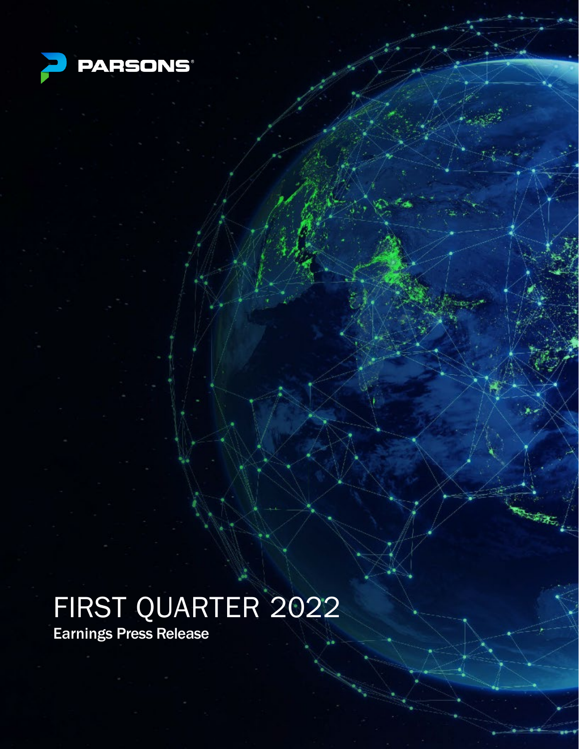PARSONS®

# FIRST QUARTER 2022

## Earnings Press Release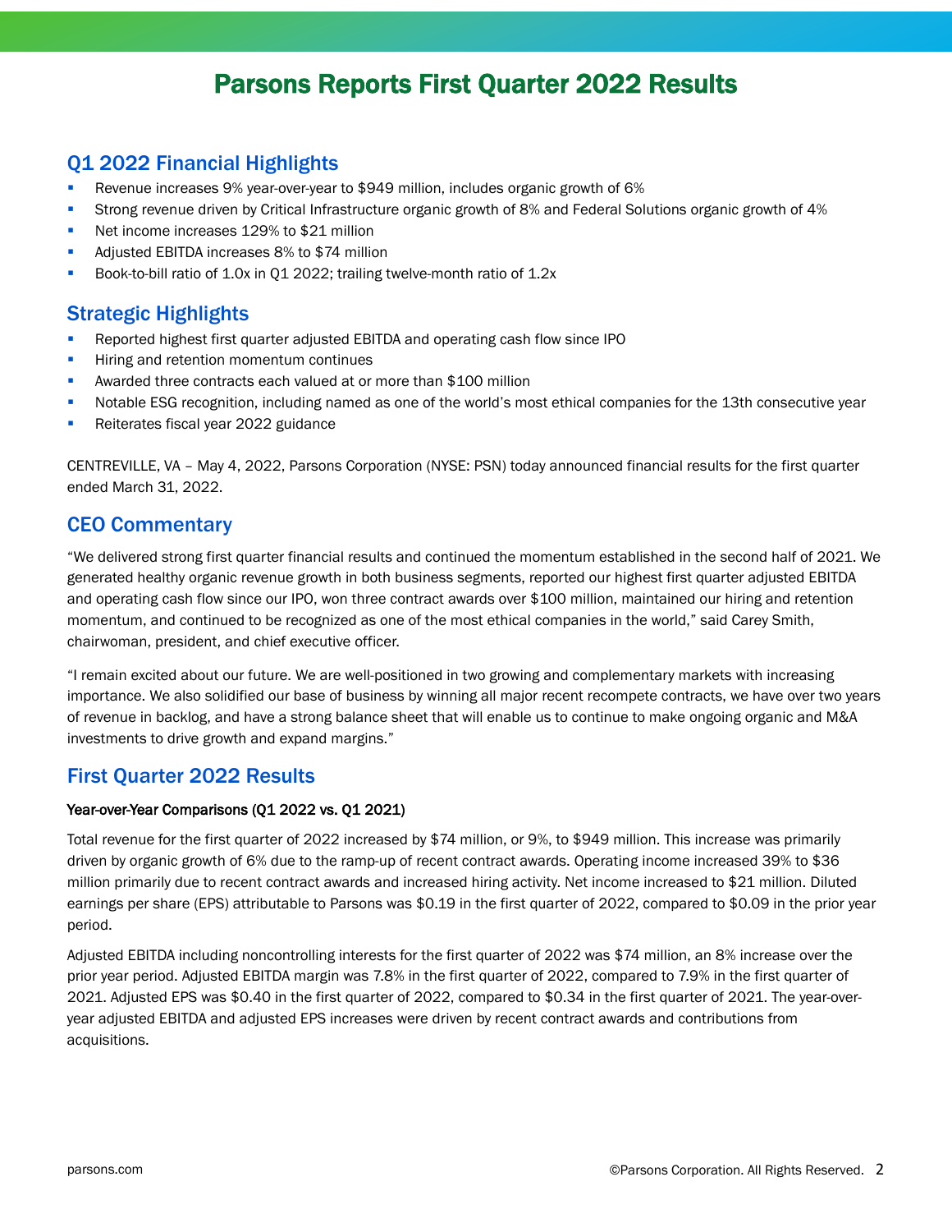# Parsons Reports First Quarter 2022 Results

## Q1 2022 Financial Highlights

- Revenue increases 9% year-over-year to $949 million, includes organic growth of 6%
- Strong revenue driven by Critical Infrastructure organic growth of 8% and Federal Solutions organic growth of 4%
- Net income increases 129% to $21 million
- Adjusted EBITDA increases 8% to $74 million
- Book-to-bill ratio of 1.0x in Q1 2022; trailing twelve-month ratio of 1.2x

## Strategic Highlights

- Reported highest first quarter adjusted EBITDA and operating cash flow since IPO
- Hiring and retention momentum continues
- Awarded three contracts each valued at or more than $100 million
- Notable ESG recognition, including named as one of the world's most ethical companies for the 13th consecutive year
- Reiterates fiscal year 2022 guidance

CENTREVILLE, VA – May 4, 2022, Parsons Corporation (NYSE: PSN) today announced financial results for the first quarter ended March 31, 2022.

## CEO Commentary

"We delivered strong first quarter financial results and continued the momentum established in the second half of 2021. We generated healthy organic revenue growth in both business segments, reported our highest first quarter adjusted EBITDA and operating cash flow since our IPO, won three contract awards over $100 million, maintained our hiring and retention momentum, and continued to be recognized as one of the most ethical companies in the world," said Carey Smith, chairwoman, president, and chief executive officer.

"I remain excited about our future. We are well-positioned in two growing and complementary markets with increasing importance. We also solidified our base of business by winning all major recent recompete contracts, we have over two years of revenue in backlog, and have a strong balance sheet that will enable us to continue to make ongoing organic and M&A investments to drive growth and expand margins."

## First Quarter 2022 Results

**Year-over-Year Comparisons (Q1 2022 vs. Q1 2021)**

Total revenue for the first quarter of 2022 increased by $74 million, or 9%, to $949 million. This increase was primarily driven by organic growth of 6% due to the ramp-up of recent contract awards. Operating income increased 39% to $36 million primarily due to recent contract awards and increased hiring activity. Net income increased to $21 million. Diluted earnings per share (EPS) attributable to Parsons was $0.19 in the first quarter of 2022, compared to $0.09 in the prior year period.

Adjusted EBITDA including noncontrolling interests for the first quarter of 2022 was $74 million, an 8% increase over the prior year period. Adjusted EBITDA margin was 7.8% in the first quarter of 2022, compared to 7.9% in the first quarter of 2021. Adjusted EPS was $0.40 in the first quarter of 2022, compared to $0.34 in the first quarter of 2021. The year-over-year adjusted EBITDA and adjusted EPS increases were driven by recent contract awards and contributions from acquisitions.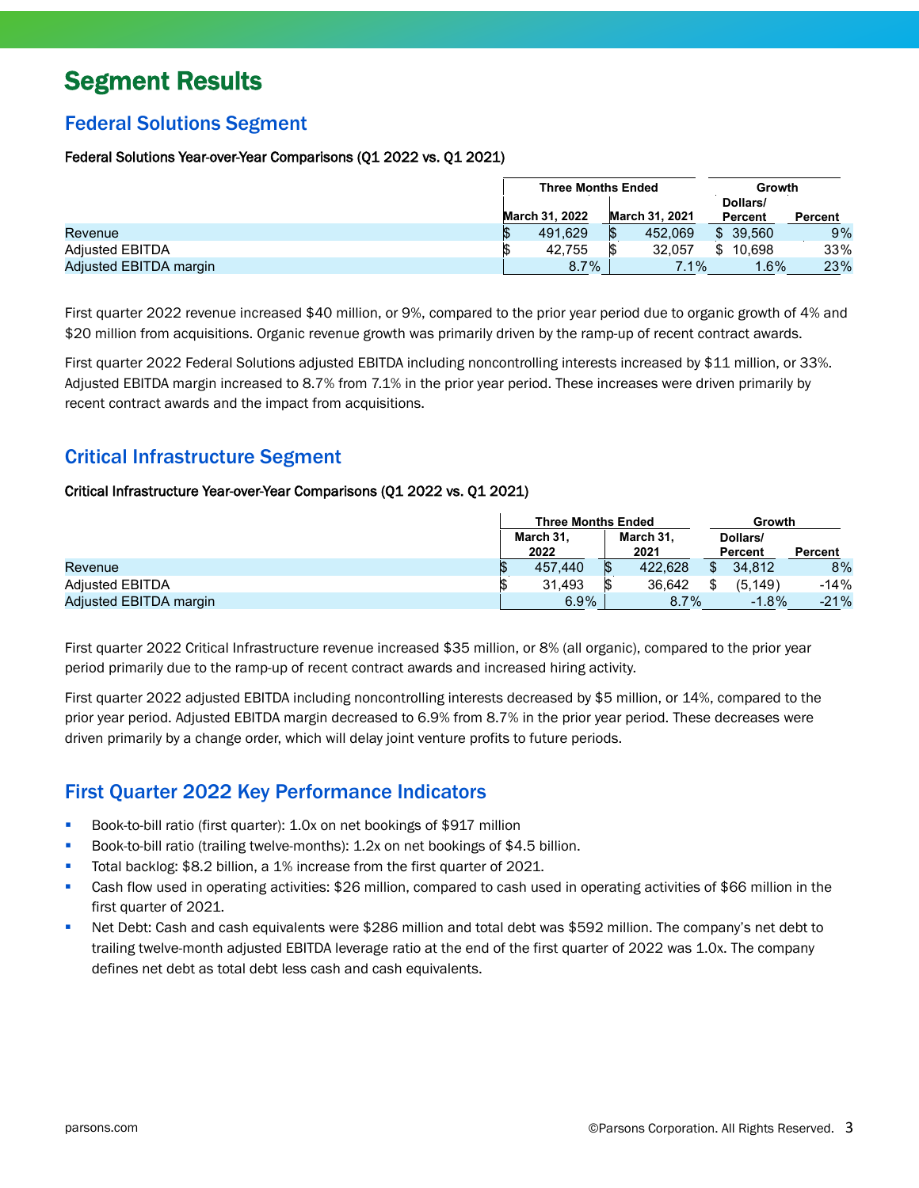# Segment Results

## Federal Solutions Segment

**Federal Solutions Year-over-Year Comparisons (Q1 2022 vs. Q1 2021)**

| | Three Months Ended | | Growth | |
|---|---|---|---|---|
| | March 31, 2022 | March 31, 2021 | Dollars/ Percent | Percent |
| Revenue | $ 491,629 | $ 452,069 | $ 39,560 | 9% |
| Adjusted EBITDA | $ 42,755 | $ 32,057 | $ 10,698 | 33% |
| Adjusted EBITDA margin | 8.7% | 7.1% | 1.6% | 23% |

First quarter 2022 revenue increased $40 million, or 9%, compared to the prior year period due to organic growth of 4% and $20 million from acquisitions. Organic revenue growth was primarily driven by the ramp-up of recent contract awards.

First quarter 2022 Federal Solutions adjusted EBITDA including noncontrolling interests increased by $11 million, or 33%. Adjusted EBITDA margin increased to 8.7% from 7.1% in the prior year period. These increases were driven primarily by recent contract awards and the impact from acquisitions.

## Critical Infrastructure Segment

**Critical Infrastructure Year-over-Year Comparisons (Q1 2022 vs. Q1 2021)**

| | Three Months Ended | | Growth | |
|---|---|---|---|---|
| | March 31, 2022 | March 31, 2021 | Dollars/ Percent | Percent |
| Revenue | $ 457,440 | $ 422,628 | $ 34,812 | 8% |
| Adjusted EBITDA | $ 31,493 | $ 36,642 | $ (5,149) | -14% |
| Adjusted EBITDA margin | 6.9% | 8.7% | -1.8% | -21% |

First quarter 2022 Critical Infrastructure revenue increased $35 million, or 8% (all organic), compared to the prior year period primarily due to the ramp-up of recent contract awards and increased hiring activity.

First quarter 2022 adjusted EBITDA including noncontrolling interests decreased by $5 million, or 14%, compared to the prior year period. Adjusted EBITDA margin decreased to 6.9% from 8.7% in the prior year period. These decreases were driven primarily by a change order, which will delay joint venture profits to future periods.

## First Quarter 2022 Key Performance Indicators

- Book-to-bill ratio (first quarter): 1.0x on net bookings of $917 million
- Book-to-bill ratio (trailing twelve-months): 1.2x on net bookings of $4.5 billion.
- Total backlog: $8.2 billion, a 1% increase from the first quarter of 2021.
- Cash flow used in operating activities: $26 million, compared to cash used in operating activities of $66 million in the first quarter of 2021.
- Net Debt: Cash and cash equivalents were $286 million and total debt was $592 million. The company's net debt to trailing twelve-month adjusted EBITDA leverage ratio at the end of the first quarter of 2022 was 1.0x. The company defines net debt as total debt less cash and cash equivalents.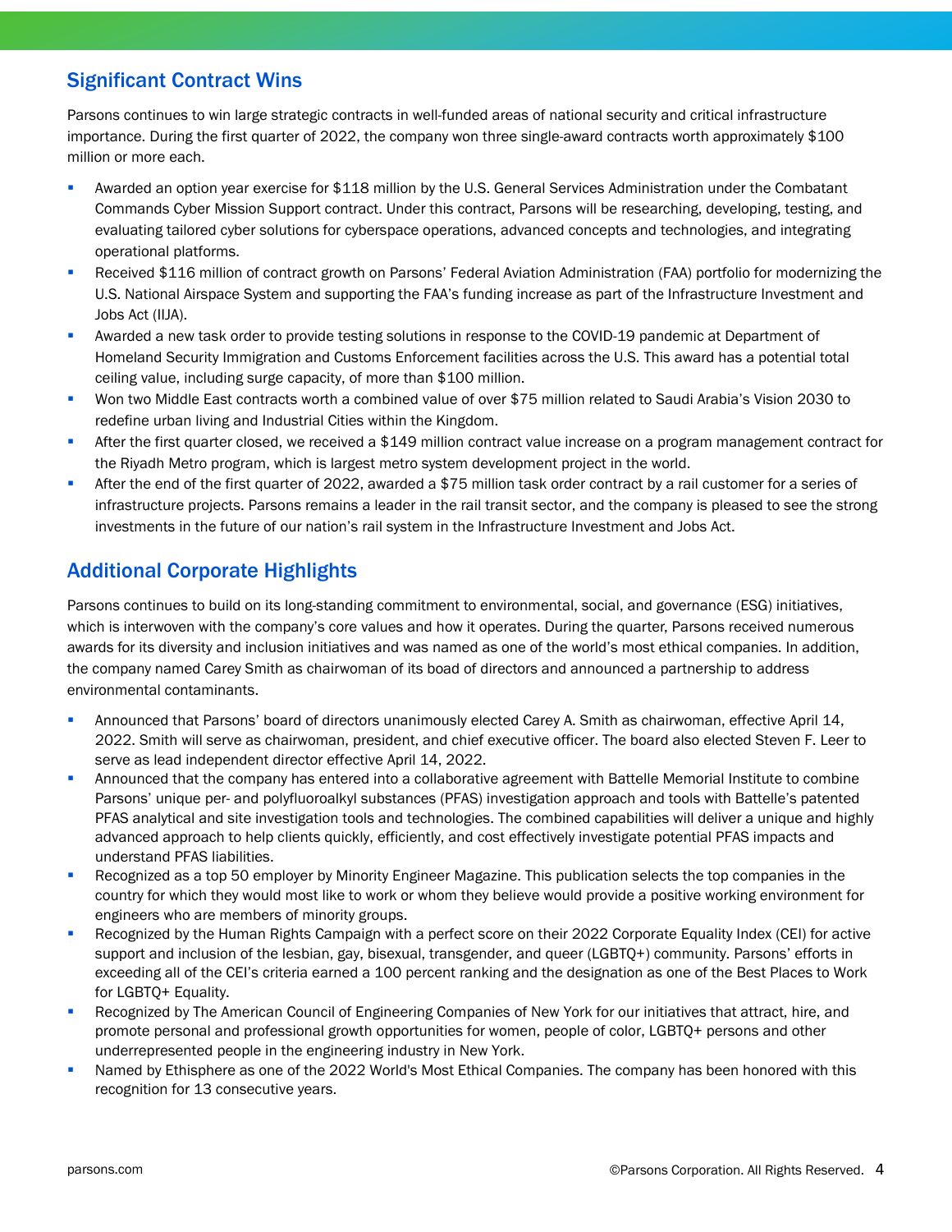## Significant Contract Wins

Parsons continues to win large strategic contracts in well-funded areas of national security and critical infrastructure importance. During the first quarter of 2022, the company won three single-award contracts worth approximately $100 million or more each.

- Awarded an option year exercise for $118 million by the U.S. General Services Administration under the Combatant Commands Cyber Mission Support contract. Under this contract, Parsons will be researching, developing, testing, and evaluating tailored cyber solutions for cyberspace operations, advanced concepts and technologies, and integrating operational platforms.
- Received $116 million of contract growth on Parsons' Federal Aviation Administration (FAA) portfolio for modernizing the U.S. National Airspace System and supporting the FAA's funding increase as part of the Infrastructure Investment and Jobs Act (IIJA).
- Awarded a new task order to provide testing solutions in response to the COVID-19 pandemic at Department of Homeland Security Immigration and Customs Enforcement facilities across the U.S. This award has a potential total ceiling value, including surge capacity, of more than $100 million.
- Won two Middle East contracts worth a combined value of over $75 million related to Saudi Arabia's Vision 2030 to redefine urban living and Industrial Cities within the Kingdom.
- After the first quarter closed, we received a $149 million contract value increase on a program management contract for the Riyadh Metro program, which is largest metro system development project in the world.
- After the end of the first quarter of 2022, awarded a $75 million task order contract by a rail customer for a series of infrastructure projects. Parsons remains a leader in the rail transit sector, and the company is pleased to see the strong investments in the future of our nation's rail system in the Infrastructure Investment and Jobs Act.

## Additional Corporate Highlights

Parsons continues to build on its long-standing commitment to environmental, social, and governance (ESG) initiatives, which is interwoven with the company's core values and how it operates. During the quarter, Parsons received numerous awards for its diversity and inclusion initiatives and was named as one of the world's most ethical companies. In addition, the company named Carey Smith as chairwoman of its boad of directors and announced a partnership to address environmental contaminants.

- Announced that Parsons' board of directors unanimously elected Carey A. Smith as chairwoman, effective April 14, 2022. Smith will serve as chairwoman, president, and chief executive officer. The board also elected Steven F. Leer to serve as lead independent director effective April 14, 2022.
- Announced that the company has entered into a collaborative agreement with Battelle Memorial Institute to combine Parsons' unique per- and polyfluoroalkyl substances (PFAS) investigation approach and tools with Battelle's patented PFAS analytical and site investigation tools and technologies. The combined capabilities will deliver a unique and highly advanced approach to help clients quickly, efficiently, and cost effectively investigate potential PFAS impacts and understand PFAS liabilities.
- Recognized as a top 50 employer by Minority Engineer Magazine. This publication selects the top companies in the country for which they would most like to work or whom they believe would provide a positive working environment for engineers who are members of minority groups.
- Recognized by the Human Rights Campaign with a perfect score on their 2022 Corporate Equality Index (CEI) for active support and inclusion of the lesbian, gay, bisexual, transgender, and queer (LGBTQ+) community. Parsons' efforts in exceeding all of the CEI's criteria earned a 100 percent ranking and the designation as one of the Best Places to Work for LGBTQ+ Equality.
- Recognized by The American Council of Engineering Companies of New York for our initiatives that attract, hire, and promote personal and professional growth opportunities for women, people of color, LGBTQ+ persons and other underrepresented people in the engineering industry in New York.
- Named by Ethisphere as one of the 2022 World's Most Ethical Companies. The company has been honored with this recognition for 13 consecutive years.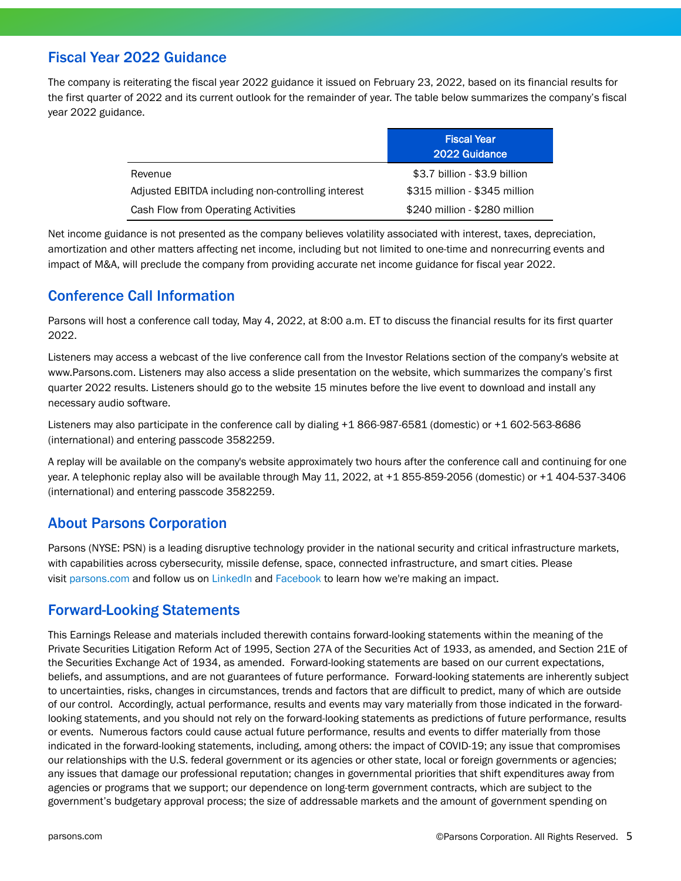## Fiscal Year 2022 Guidance

The company is reiterating the fiscal year 2022 guidance it issued on February 23, 2022, based on its financial results for the first quarter of 2022 and its current outlook for the remainder of year. The table below summarizes the company's fiscal year 2022 guidance.

| | Fiscal Year 2022 Guidance |
|---|---|
| Revenue | $3.7 billion - $3.9 billion |
| Adjusted EBITDA including non-controlling interest | $315 million - $345 million |
| Cash Flow from Operating Activities | $240 million - $280 million |

Net income guidance is not presented as the company believes volatility associated with interest, taxes, depreciation, amortization and other matters affecting net income, including but not limited to one-time and nonrecurring events and impact of M&A, will preclude the company from providing accurate net income guidance for fiscal year 2022.

## Conference Call Information

Parsons will host a conference call today, May 4, 2022, at 8:00 a.m. ET to discuss the financial results for its first quarter 2022.

Listeners may access a webcast of the live conference call from the Investor Relations section of the company's website at www.Parsons.com. Listeners may also access a slide presentation on the website, which summarizes the company's first quarter 2022 results. Listeners should go to the website 15 minutes before the live event to download and install any necessary audio software.

Listeners may also participate in the conference call by dialing +1 866-987-6581 (domestic) or +1 602-563-8686 (international) and entering passcode 3582259.

A replay will be available on the company's website approximately two hours after the conference call and continuing for one year. A telephonic replay also will be available through May 11, 2022, at +1 855-859-2056 (domestic) or +1 404-537-3406 (international) and entering passcode 3582259.

## About Parsons Corporation

Parsons (NYSE: PSN) is a leading disruptive technology provider in the national security and critical infrastructure markets, with capabilities across cybersecurity, missile defense, space, connected infrastructure, and smart cities. Please visit parsons.com and follow us on LinkedIn and Facebook to learn how we're making an impact.

## Forward-Looking Statements

This Earnings Release and materials included therewith contains forward-looking statements within the meaning of the Private Securities Litigation Reform Act of 1995, Section 27A of the Securities Act of 1933, as amended, and Section 21E of the Securities Exchange Act of 1934, as amended. Forward-looking statements are based on our current expectations, beliefs, and assumptions, and are not guarantees of future performance. Forward-looking statements are inherently subject to uncertainties, risks, changes in circumstances, trends and factors that are difficult to predict, many of which are outside of our control. Accordingly, actual performance, results and events may vary materially from those indicated in the forward-looking statements, and you should not rely on the forward-looking statements as predictions of future performance, results or events. Numerous factors could cause actual future performance, results and events to differ materially from those indicated in the forward-looking statements, including, among others: the impact of COVID-19; any issue that compromises our relationships with the U.S. federal government or its agencies or other state, local or foreign governments or agencies; any issues that damage our professional reputation; changes in governmental priorities that shift expenditures away from agencies or programs that we support; our dependence on long-term government contracts, which are subject to the government's budgetary approval process; the size of addressable markets and the amount of government spending on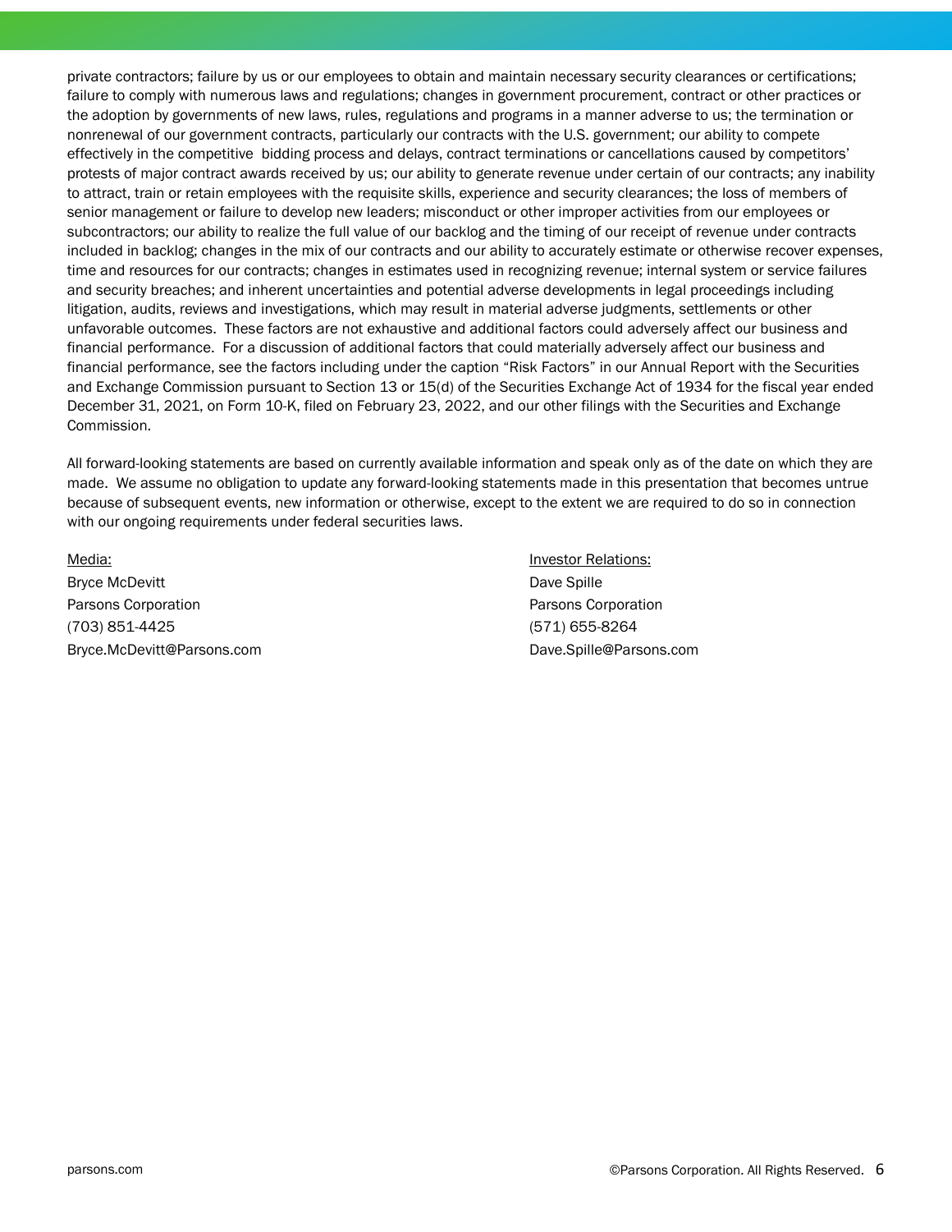private contractors; failure by us or our employees to obtain and maintain necessary security clearances or certifications; failure to comply with numerous laws and regulations; changes in government procurement, contract or other practices or the adoption by governments of new laws, rules, regulations and programs in a manner adverse to us; the termination or nonrenewal of our government contracts, particularly our contracts with the U.S. government; our ability to compete effectively in the competitive bidding process and delays, contract terminations or cancellations caused by competitors' protests of major contract awards received by us; our ability to generate revenue under certain of our contracts; any inability to attract, train or retain employees with the requisite skills, experience and security clearances; the loss of members of senior management or failure to develop new leaders; misconduct or other improper activities from our employees or subcontractors; our ability to realize the full value of our backlog and the timing of our receipt of revenue under contracts included in backlog; changes in the mix of our contracts and our ability to accurately estimate or otherwise recover expenses, time and resources for our contracts; changes in estimates used in recognizing revenue; internal system or service failures and security breaches; and inherent uncertainties and potential adverse developments in legal proceedings including litigation, audits, reviews and investigations, which may result in material adverse judgments, settlements or other unfavorable outcomes. These factors are not exhaustive and additional factors could adversely affect our business and financial performance. For a discussion of additional factors that could materially adversely affect our business and financial performance, see the factors including under the caption "Risk Factors" in our Annual Report with the Securities and Exchange Commission pursuant to Section 13 or 15(d) of the Securities Exchange Act of 1934 for the fiscal year ended December 31, 2021, on Form 10-K, filed on February 23, 2022, and our other filings with the Securities and Exchange Commission.

All forward-looking statements are based on currently available information and speak only as of the date on which they are made. We assume no obligation to update any forward-looking statements made in this presentation that becomes untrue because of subsequent events, new information or otherwise, except to the extent we are required to do so in connection with our ongoing requirements under federal securities laws.

Media:
Bryce McDevitt
Parsons Corporation
(703) 851-4425
Bryce.McDevitt@Parsons.com

Investor Relations:
Dave Spille
Parsons Corporation
(571) 655-8264
Dave.Spille@Parsons.com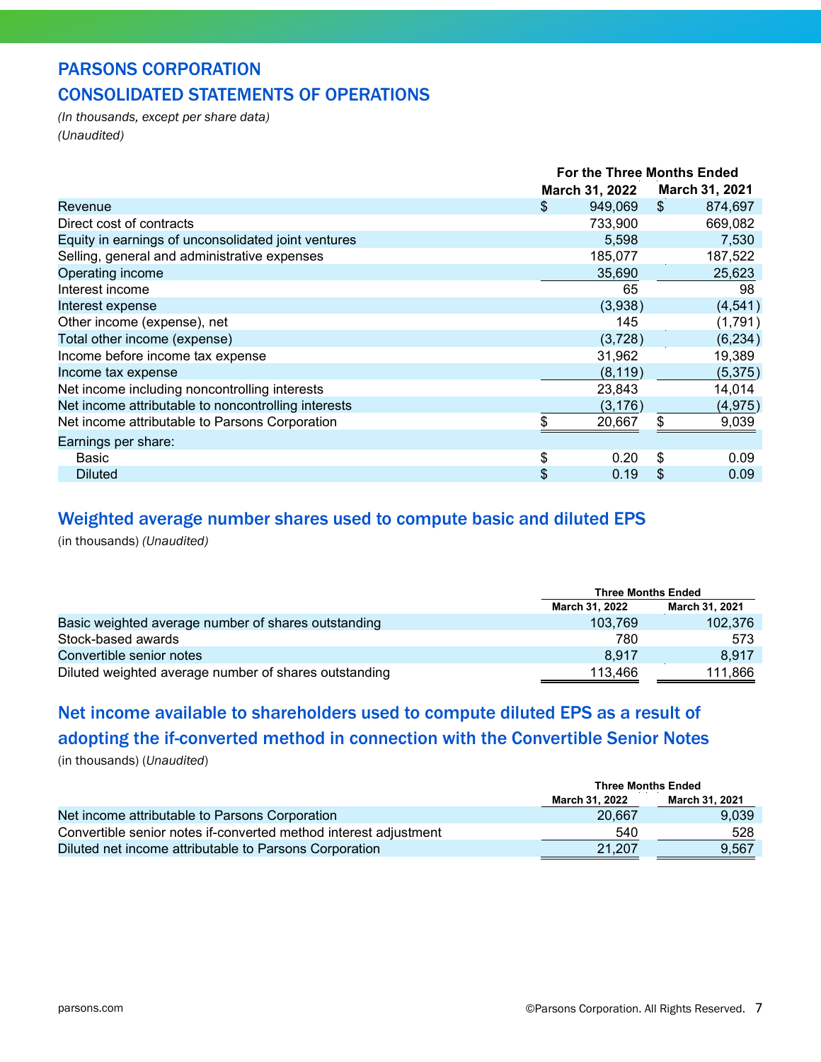# PARSONS CORPORATION

# CONSOLIDATED STATEMENTS OF OPERATIONS

*(In thousands, except per share data)*
*(Unaudited)*

| | For the Three Months Ended | |
|---|---|---|
| | March 31, 2022 | March 31, 2021 |
| Revenue | $ 949,069 | $ 874,697 |
| Direct cost of contracts | 733,900 | 669,082 |
| Equity in earnings of unconsolidated joint ventures | 5,598 | 7,530 |
| Selling, general and administrative expenses | 185,077 | 187,522 |
| Operating income | 35,690 | 25,623 |
| Interest income | 65 | 98 |
| Interest expense | (3,938) | (4,541) |
| Other income (expense), net | 145 | (1,791) |
| Total other income (expense) | (3,728) | (6,234) |
| Income before income tax expense | 31,962 | 19,389 |
| Income tax expense | (8,119) | (5,375) |
| Net income including noncontrolling interests | 23,843 | 14,014 |
| Net income attributable to noncontrolling interests | (3,176) | (4,975) |
| Net income attributable to Parsons Corporation | $ 20,667 | $ 9,039 |
| Earnings per share: | | |
| Basic | $ 0.20 | $ 0.09 |
| Diluted | $ 0.19 | $ 0.09 |

## Weighted average number shares used to compute basic and diluted EPS

(in thousands) *(Unaudited)*

| | Three Months Ended | |
|---|---|---|
| | March 31, 2022 | March 31, 2021 |
| Basic weighted average number of shares outstanding | 103,769 | 102,376 |
| Stock-based awards | 780 | 573 |
| Convertible senior notes | 8,917 | 8,917 |
| Diluted weighted average number of shares outstanding | 113,466 | 111,866 |

## Net income available to shareholders used to compute diluted EPS as a result of adopting the if-converted method in connection with the Convertible Senior Notes

(in thousands) (*Unaudited*)

| | Three Months Ended | |
|---|---|---|
| | March 31, 2022 | March 31, 2021 |
| Net income attributable to Parsons Corporation | 20,667 | 9,039 |
| Convertible senior notes if-converted method interest adjustment | 540 | 528 |
| Diluted net income attributable to Parsons Corporation | 21,207 | 9,567 |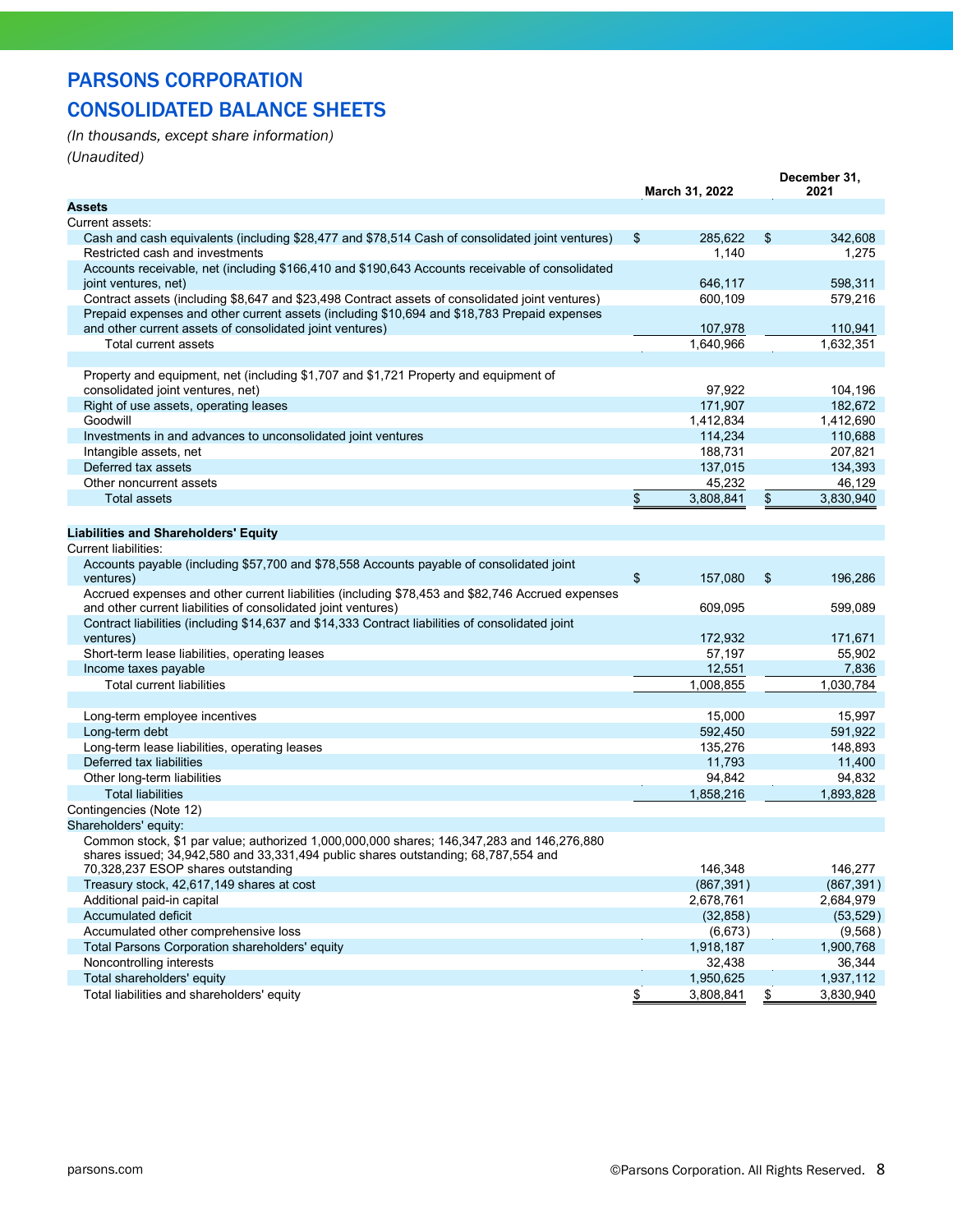# PARSONS CORPORATION

# CONSOLIDATED BALANCE SHEETS

*(In thousands, except share information)*

*(Unaudited)*

| | March 31, 2022 | December 31, 2021 |
|---|---|---|
| **Assets** | | |
| Current assets: | | |
| Cash and cash equivalents (including $28,477 and $78,514 Cash of consolidated joint ventures) | $ 285,622 | $ 342,608 |
| Restricted cash and investments | 1,140 | 1,275 |
| Accounts receivable, net (including $166,410 and $190,643 Accounts receivable of consolidated joint ventures, net) | 646,117 | 598,311 |
| Contract assets (including $8,647 and $23,498 Contract assets of consolidated joint ventures) | 600,109 | 579,216 |
| Prepaid expenses and other current assets (including $10,694 and $18,783 Prepaid expenses and other current assets of consolidated joint ventures) | 107,978 | 110,941 |
| Total current assets | 1,640,966 | 1,632,351 |
| | | |
| Property and equipment, net (including $1,707 and $1,721 Property and equipment of consolidated joint ventures, net) | 97,922 | 104,196 |
| Right of use assets, operating leases | 171,907 | 182,672 |
| Goodwill | 1,412,834 | 1,412,690 |
| Investments in and advances to unconsolidated joint ventures | 114,234 | 110,688 |
| Intangible assets, net | 188,731 | 207,821 |
| Deferred tax assets | 137,015 | 134,393 |
| Other noncurrent assets | 45,232 | 46,129 |
| Total assets | $ 3,808,841 | $ 3,830,940 |
| | | |
| **Liabilities and Shareholders' Equity** | | |
| Current liabilities: | | |
| Accounts payable (including $57,700 and $78,558 Accounts payable of consolidated joint ventures) | $ 157,080 | $ 196,286 |
| Accrued expenses and other current liabilities (including $78,453 and $82,746 Accrued expenses and other current liabilities of consolidated joint ventures) | 609,095 | 599,089 |
| Contract liabilities (including $14,637 and $14,333 Contract liabilities of consolidated joint ventures) | 172,932 | 171,671 |
| Short-term lease liabilities, operating leases | 57,197 | 55,902 |
| Income taxes payable | 12,551 | 7,836 |
| Total current liabilities | 1,008,855 | 1,030,784 |
| | | |
| Long-term employee incentives | 15,000 | 15,997 |
| Long-term debt | 592,450 | 591,922 |
| Long-term lease liabilities, operating leases | 135,276 | 148,893 |
| Deferred tax liabilities | 11,793 | 11,400 |
| Other long-term liabilities | 94,842 | 94,832 |
| Total liabilities | 1,858,216 | 1,893,828 |
| Contingencies (Note 12) | | |
| Shareholders' equity: | | |
| Common stock, $1 par value; authorized 1,000,000,000 shares; 146,347,283 and 146,276,880 shares issued; 34,942,580 and 33,331,494 public shares outstanding; 68,787,554 and 70,328,237 ESOP shares outstanding | 146,348 | 146,277 |
| Treasury stock, 42,617,149 shares at cost | (867,391) | (867,391) |
| Additional paid-in capital | 2,678,761 | 2,684,979 |
| Accumulated deficit | (32,858) | (53,529) |
| Accumulated other comprehensive loss | (6,673) | (9,568) |
| Total Parsons Corporation shareholders' equity | 1,918,187 | 1,900,768 |
| Noncontrolling interests | 32,438 | 36,344 |
| Total shareholders' equity | 1,950,625 | 1,937,112 |
| Total liabilities and shareholders' equity | $ 3,808,841 | $ 3,830,940 |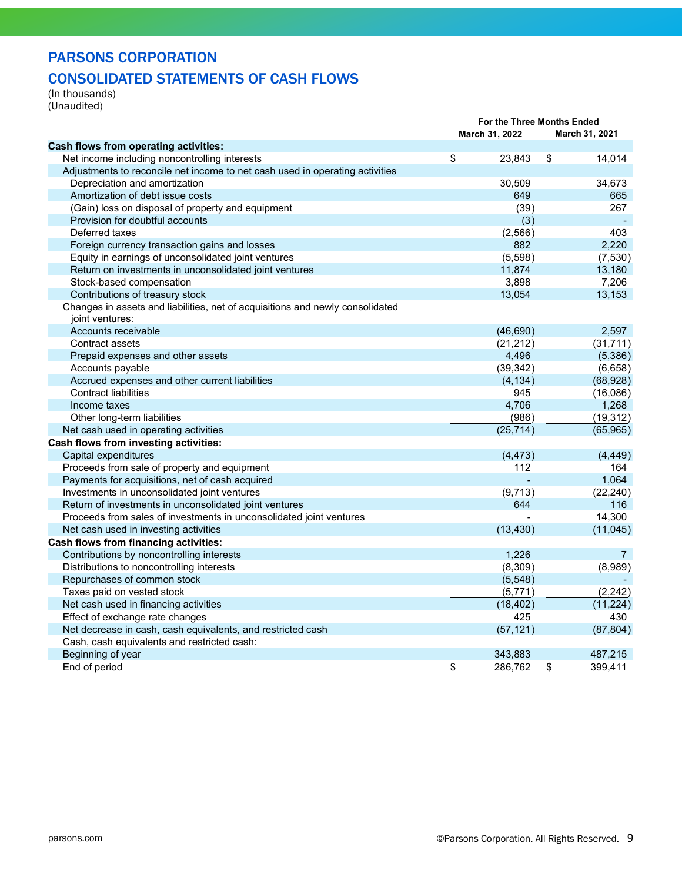# PARSONS CORPORATION

## CONSOLIDATED STATEMENTS OF CASH FLOWS

(In thousands)
(Unaudited)

| | For the Three Months Ended | |
|---|---|---|
| | March 31, 2022 | March 31, 2021 |
| **Cash flows from operating activities:** | | |
| Net income including noncontrolling interests | $ 23,843 | $ 14,014 |
| Adjustments to reconcile net income to net cash used in operating activities | | |
| Depreciation and amortization | 30,509 | 34,673 |
| Amortization of debt issue costs | 649 | 665 |
| (Gain) loss on disposal of property and equipment | (39) | 267 |
| Provision for doubtful accounts | (3) | - |
| Deferred taxes | (2,566) | 403 |
| Foreign currency transaction gains and losses | 882 | 2,220 |
| Equity in earnings of unconsolidated joint ventures | (5,598) | (7,530) |
| Return on investments in unconsolidated joint ventures | 11,874 | 13,180 |
| Stock-based compensation | 3,898 | 7,206 |
| Contributions of treasury stock | 13,054 | 13,153 |
| Changes in assets and liabilities, net of acquisitions and newly consolidated joint ventures: | | |
| Accounts receivable | (46,690) | 2,597 |
| Contract assets | (21,212) | (31,711) |
| Prepaid expenses and other assets | 4,496 | (5,386) |
| Accounts payable | (39,342) | (6,658) |
| Accrued expenses and other current liabilities | (4,134) | (68,928) |
| Contract liabilities | 945 | (16,086) |
| Income taxes | 4,706 | 1,268 |
| Other long-term liabilities | (986) | (19,312) |
| Net cash used in operating activities | (25,714) | (65,965) |
| **Cash flows from investing activities:** | | |
| Capital expenditures | (4,473) | (4,449) |
| Proceeds from sale of property and equipment | 112 | 164 |
| Payments for acquisitions, net of cash acquired | - | 1,064 |
| Investments in unconsolidated joint ventures | (9,713) | (22,240) |
| Return of investments in unconsolidated joint ventures | 644 | 116 |
| Proceeds from sales of investments in unconsolidated joint ventures | - | 14,300 |
| Net cash used in investing activities | (13,430) | (11,045) |
| **Cash flows from financing activities:** | | |
| Contributions by noncontrolling interests | 1,226 | 7 |
| Distributions to noncontrolling interests | (8,309) | (8,989) |
| Repurchases of common stock | (5,548) | - |
| Taxes paid on vested stock | (5,771) | (2,242) |
| Net cash used in financing activities | (18,402) | (11,224) |
| Effect of exchange rate changes | 425 | 430 |
| Net decrease in cash, cash equivalents, and restricted cash | (57,121) | (87,804) |
| Cash, cash equivalents and restricted cash: | | |
| Beginning of year | 343,883 | 487,215 |
| End of period | $ 286,762 | $ 399,411 |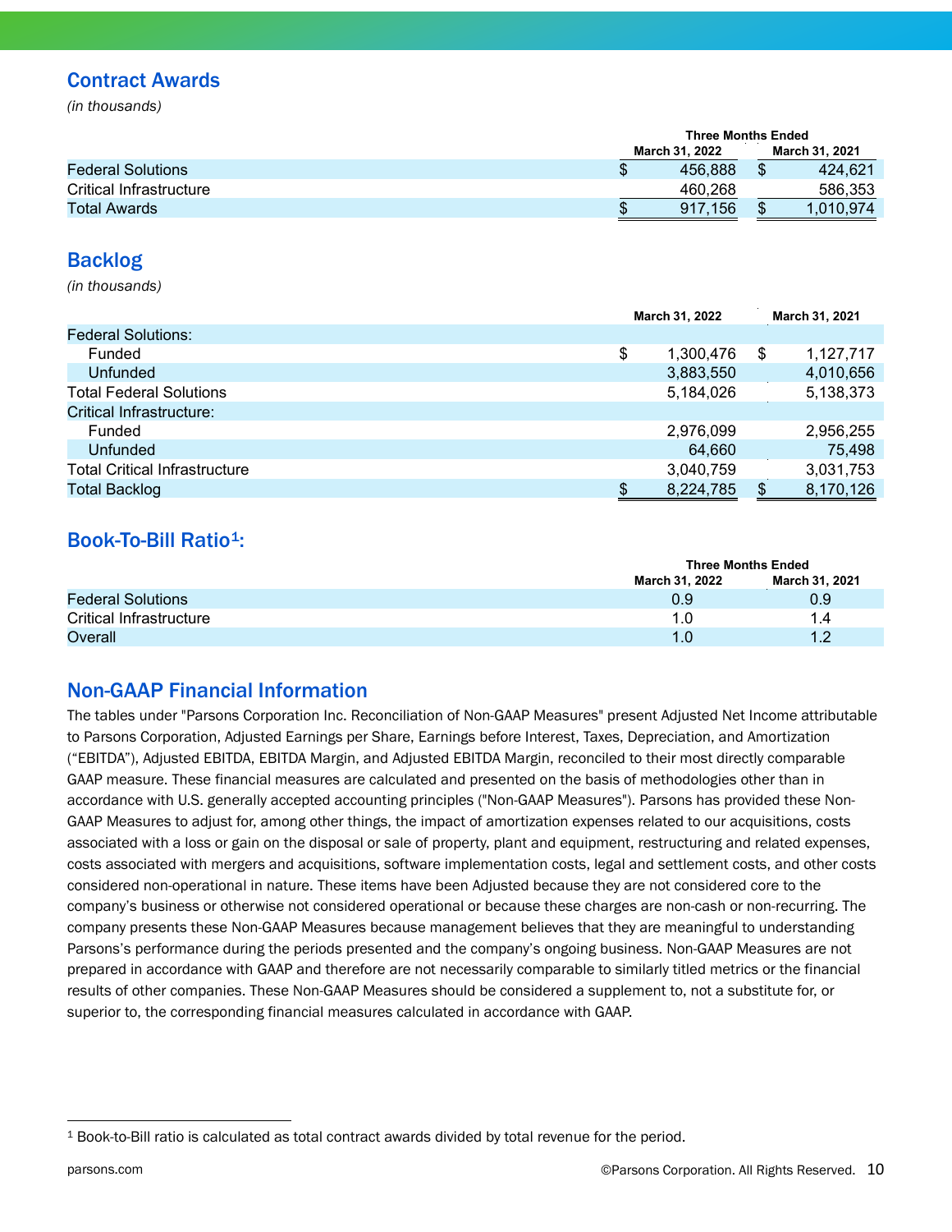## Contract Awards

*(in thousands)*

| | Three Months Ended | |
|---|---|---|
| | March 31, 2022 | March 31, 2021 |
| Federal Solutions | $ 456,888 | $ 424,621 |
| Critical Infrastructure | 460,268 | 586,353 |
| Total Awards | $ 917,156 | $ 1,010,974 |

## Backlog

*(in thousands)*

| | March 31, 2022 | March 31, 2021 |
|---|---|---|
| Federal Solutions: | | |
| Funded | $ 1,300,476 | $ 1,127,717 |
| Unfunded | 3,883,550 | 4,010,656 |
| Total Federal Solutions | 5,184,026 | 5,138,373 |
| Critical Infrastructure: | | |
| Funded | 2,976,099 | 2,956,255 |
| Unfunded | 64,660 | 75,498 |
| Total Critical Infrastructure | 3,040,759 | 3,031,753 |
| Total Backlog | $ 8,224,785 | $ 8,170,126 |

## Book-To-Bill Ratio[1]:

| | Three Months Ended | |
|---|---|---|
| | March 31, 2022 | March 31, 2021 |
| Federal Solutions | 0.9 | 0.9 |
| Critical Infrastructure | 1.0 | 1.4 |
| Overall | 1.0 | 1.2 |

## Non-GAAP Financial Information

The tables under "Parsons Corporation Inc. Reconciliation of Non-GAAP Measures" present Adjusted Net Income attributable to Parsons Corporation, Adjusted Earnings per Share, Earnings before Interest, Taxes, Depreciation, and Amortization ("EBITDA"), Adjusted EBITDA, EBITDA Margin, and Adjusted EBITDA Margin, reconciled to their most directly comparable GAAP measure. These financial measures are calculated and presented on the basis of methodologies other than in accordance with U.S. generally accepted accounting principles ("Non-GAAP Measures"). Parsons has provided these Non-GAAP Measures to adjust for, among other things, the impact of amortization expenses related to our acquisitions, costs associated with a loss or gain on the disposal or sale of property, plant and equipment, restructuring and related expenses, costs associated with mergers and acquisitions, software implementation costs, legal and settlement costs, and other costs considered non-operational in nature. These items have been Adjusted because they are not considered core to the company's business or otherwise not considered operational or because these charges are non-cash or non-recurring. The company presents these Non-GAAP Measures because management believes that they are meaningful to understanding Parsons's performance during the periods presented and the company's ongoing business. Non-GAAP Measures are not prepared in accordance with GAAP and therefore are not necessarily comparable to similarly titled metrics or the financial results of other companies. These Non-GAAP Measures should be considered a supplement to, not a substitute for, or superior to, the corresponding financial measures calculated in accordance with GAAP.

[1] Book-to-Bill ratio is calculated as total contract awards divided by total revenue for the period.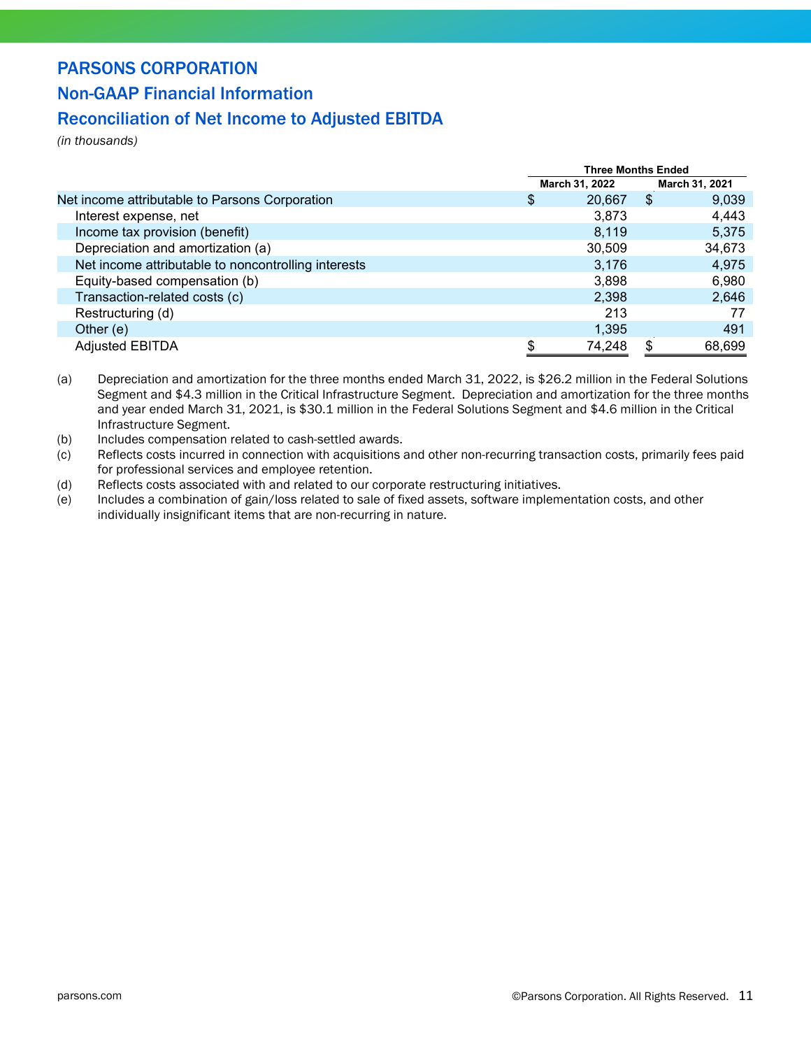# PARSONS CORPORATION

## Non-GAAP Financial Information

## Reconciliation of Net Income to Adjusted EBITDA

*(in thousands)*

| | Three Months Ended | |
|---|---|---|
| | March 31, 2022 | March 31, 2021 |
| Net income attributable to Parsons Corporation | $ 20,667 | $ 9,039 |
| Interest expense, net | 3,873 | 4,443 |
| Income tax provision (benefit) | 8,119 | 5,375 |
| Depreciation and amortization (a) | 30,509 | 34,673 |
| Net income attributable to noncontrolling interests | 3,176 | 4,975 |
| Equity-based compensation (b) | 3,898 | 6,980 |
| Transaction-related costs (c) | 2,398 | 2,646 |
| Restructuring (d) | 213 | 77 |
| Other (e) | 1,395 | 491 |
| Adjusted EBITDA | $ 74,248 | $ 68,699 |

(a) Depreciation and amortization for the three months ended March 31, 2022, is $26.2 million in the Federal Solutions Segment and $4.3 million in the Critical Infrastructure Segment. Depreciation and amortization for the three months and year ended March 31, 2021, is $30.1 million in the Federal Solutions Segment and $4.6 million in the Critical Infrastructure Segment.

(b) Includes compensation related to cash-settled awards.

(c) Reflects costs incurred in connection with acquisitions and other non-recurring transaction costs, primarily fees paid for professional services and employee retention.

(d) Reflects costs associated with and related to our corporate restructuring initiatives.

(e) Includes a combination of gain/loss related to sale of fixed assets, software implementation costs, and other individually insignificant items that are non-recurring in nature.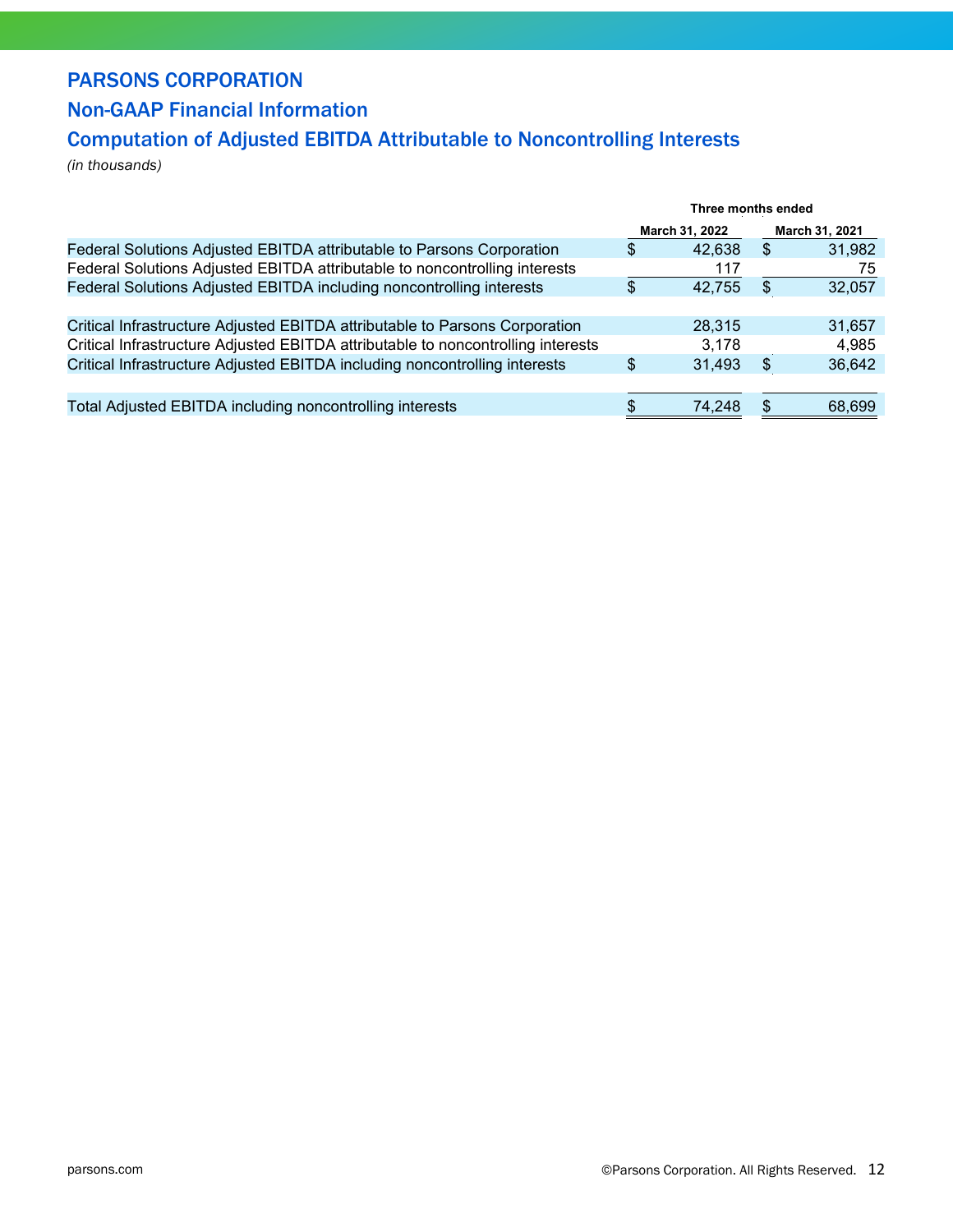# PARSONS CORPORATION

## Non-GAAP Financial Information

## Computation of Adjusted EBITDA Attributable to Noncontrolling Interests

*(in thousands)*

| | Three months ended | |
|---|---|---|
| | March 31, 2022 | March 31, 2021 |
| Federal Solutions Adjusted EBITDA attributable to Parsons Corporation | $ 42,638 | $ 31,982 |
| Federal Solutions Adjusted EBITDA attributable to noncontrolling interests | 117 | 75 |
| Federal Solutions Adjusted EBITDA including noncontrolling interests | $ 42,755 | $ 32,057 |
| | | |
| Critical Infrastructure Adjusted EBITDA attributable to Parsons Corporation | 28,315 | 31,657 |
| Critical Infrastructure Adjusted EBITDA attributable to noncontrolling interests | 3,178 | 4,985 |
| Critical Infrastructure Adjusted EBITDA including noncontrolling interests | $ 31,493 | $ 36,642 |
| | | |
| Total Adjusted EBITDA including noncontrolling interests | $ 74,248 | $ 68,699 |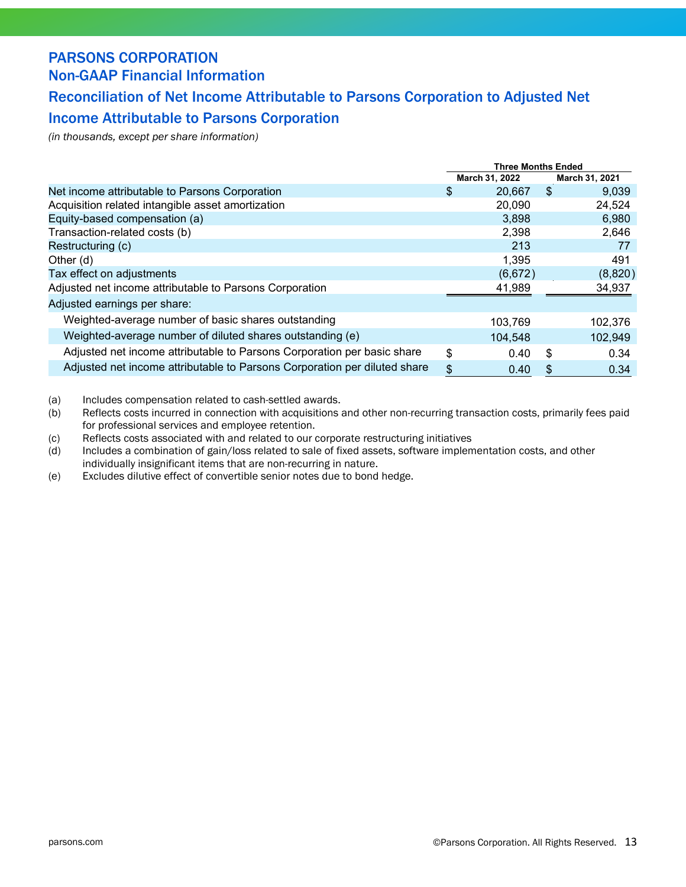# PARSONS CORPORATION

## Non-GAAP Financial Information

## Reconciliation of Net Income Attributable to Parsons Corporation to Adjusted Net Income Attributable to Parsons Corporation

*(in thousands, except per share information)*

| | Three Months Ended | |
|---|---|---|
| | March 31, 2022 | March 31, 2021 |
| Net income attributable to Parsons Corporation | $ 20,667 | $ 9,039 |
| Acquisition related intangible asset amortization | 20,090 | 24,524 |
| Equity-based compensation (a) | 3,898 | 6,980 |
| Transaction-related costs (b) | 2,398 | 2,646 |
| Restructuring (c) | 213 | 77 |
| Other (d) | 1,395 | 491 |
| Tax effect on adjustments | (6,672) | (8,820) |
| Adjusted net income attributable to Parsons Corporation | 41,989 | 34,937 |
| Adjusted earnings per share: | | |
| Weighted-average number of basic shares outstanding | 103,769 | 102,376 |
| Weighted-average number of diluted shares outstanding (e) | 104,548 | 102,949 |
| Adjusted net income attributable to Parsons Corporation per basic share | $ 0.40 | $ 0.34 |
| Adjusted net income attributable to Parsons Corporation per diluted share | $ 0.40 | $ 0.34 |

(a) Includes compensation related to cash-settled awards.

(b) Reflects costs incurred in connection with acquisitions and other non-recurring transaction costs, primarily fees paid for professional services and employee retention.

(c) Reflects costs associated with and related to our corporate restructuring initiatives

(d) Includes a combination of gain/loss related to sale of fixed assets, software implementation costs, and other individually insignificant items that are non-recurring in nature.

(e) Excludes dilutive effect of convertible senior notes due to bond hedge.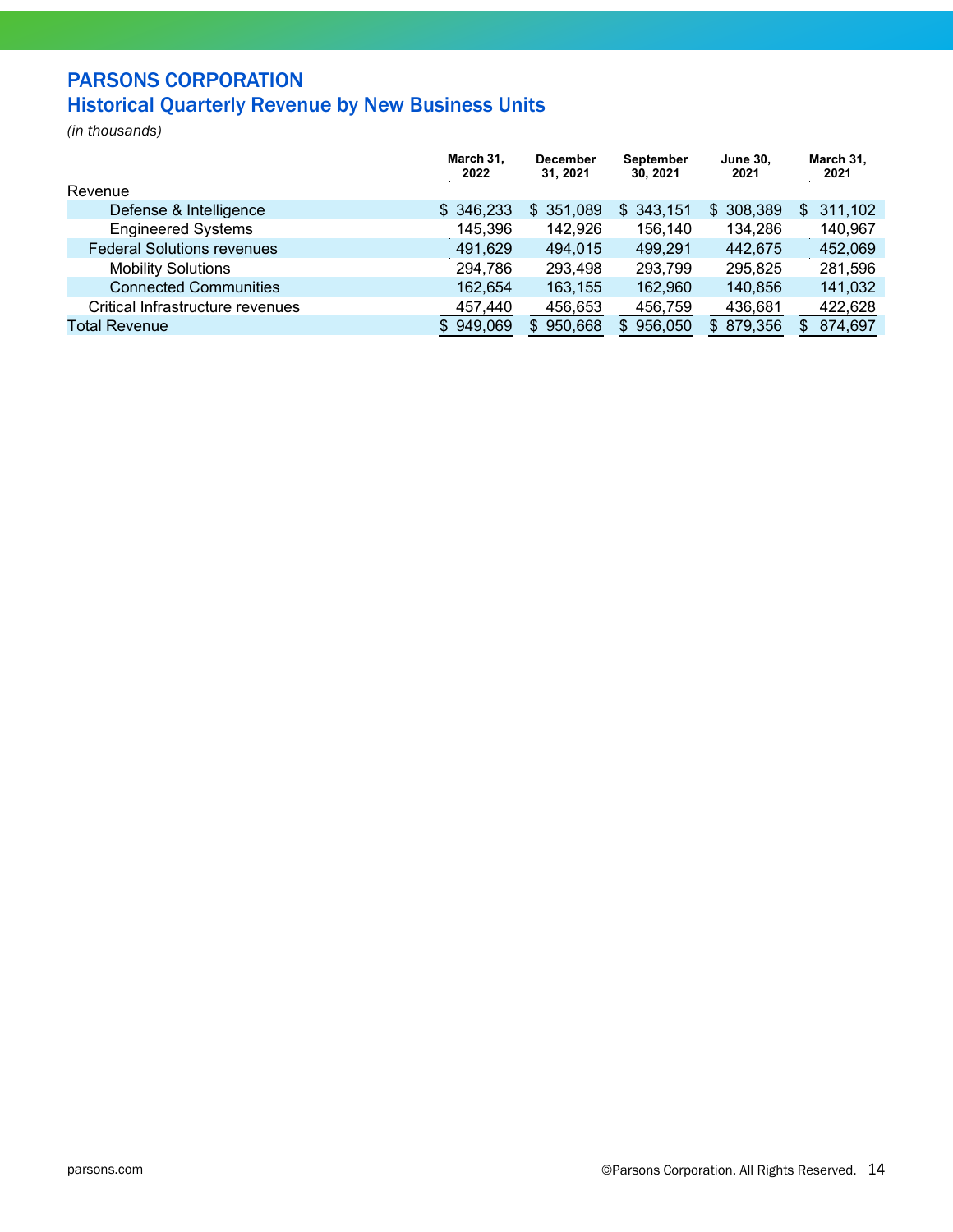# PARSONS CORPORATION

## Historical Quarterly Revenue by New Business Units

*(in thousands)*

| | March 31, 2022 | December 31, 2021 | September 30, 2021 | June 30, 2021 | March 31, 2021 |
|---|---|---|---|---|---|
| Revenue | | | | | |
| Defense & Intelligence | $ 346,233 | $ 351,089 | $ 343,151 | $ 308,389 | $ 311,102 |
| Engineered Systems | 145,396 | 142,926 | 156,140 | 134,286 | 140,967 |
| Federal Solutions revenues | 491,629 | 494,015 | 499,291 | 442,675 | 452,069 |
| Mobility Solutions | 294,786 | 293,498 | 293,799 | 295,825 | 281,596 |
| Connected Communities | 162,654 | 163,155 | 162,960 | 140,856 | 141,032 |
| Critical Infrastructure revenues | 457,440 | 456,653 | 456,759 | 436,681 | 422,628 |
| Total Revenue | $ 949,069 | $ 950,668 | $ 956,050 | $ 879,356 | $ 874,697 |

parsons.com

©Parsons Corporation. All Rights Reserved.